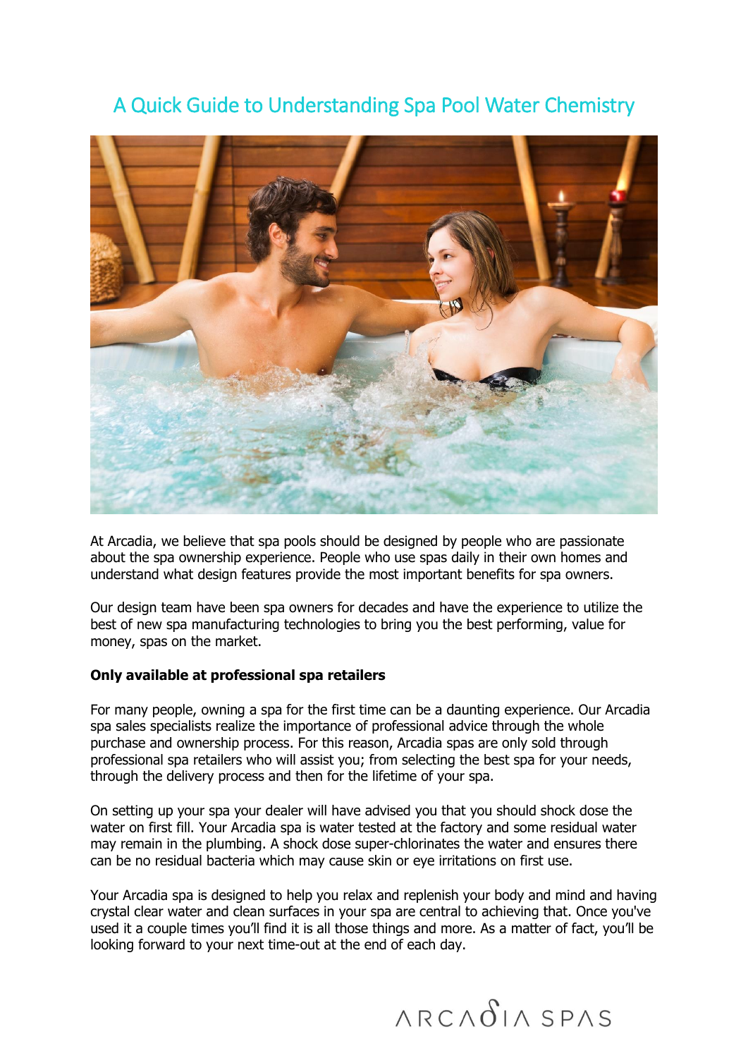# A Quick Guide to Understanding Spa Pool Water Chemistry

At Arcadia, we believe that spa pools should be designed by people who are passionate about the spa ownership experience. People who use spas daily in their own homes and understand what design features provide the most important benefits for spa owners.

Our design team have been spa owners for decades and have the experience to utilize the best of new spa manufacturing technologies to bring you the best performing, value for money, spas on the market.

**Only available at professional spa retailers**

For many people, owning a spa for the first time can be a daunting experience. Our Arcadia spa sales specialists realize the importance of professional advice through the whole purchase and ownership process. For this reason, Arcadia spas are only sold through professional spa retailers who will assist you; from selecting the best spa for your needs, through the delivery process and then for the lifetime of your spa.

On setting up your spa your dealer will have advised you that you should shock dose the water on first fill. Your Arcadia spa is water tested at the factory and some residual water may remain in the plumbing. A shock dose super-chlorinates the water and ensures there can be no residual bacteria which may cause skin or eye irritations on first use.

Your Arcadia spa is designed to help you relax and replenish your body and mind and having crystal clear water and clean surfaces in your spa are central to achieving that. Once you've used it a couple times you'll find it is all those things and more. As a matter of fact, you'll be looking forward to your next time-out at the end of each day.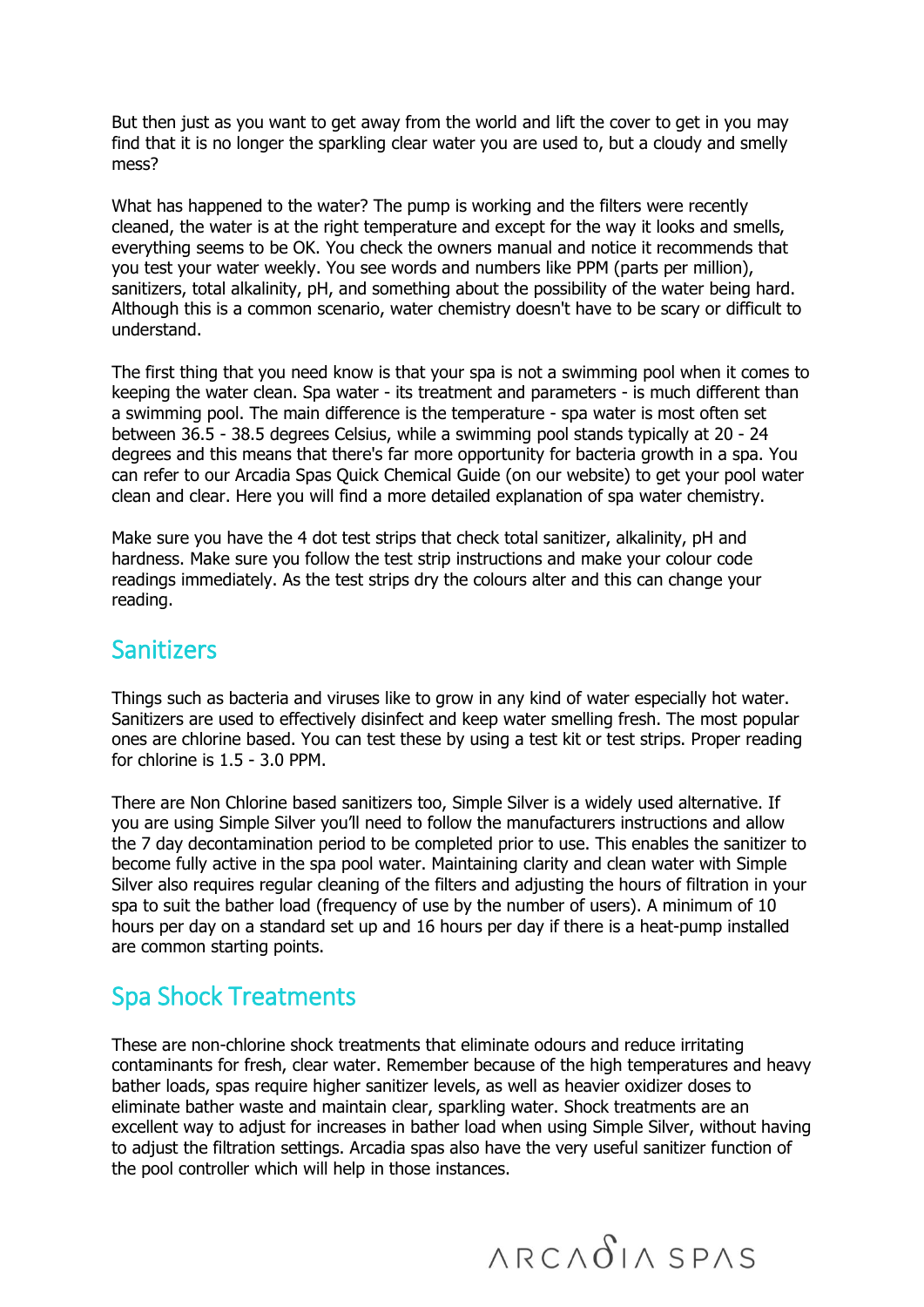But then just as you want to get away from the world and lift the cover to get in you may find that it is no longer the sparkling clear water you are used to, but a cloudy and smelly mess?

What has happened to the water? The pump is working and the filters were recently cleaned, the water is at the right temperature and except for the way it looks and smells, everything seems to be OK. You check the owners manual and notice it recommends that you test your water weekly. You see words and numbers like PPM (parts per million), sanitizers, total alkalinity, pH, and something about the possibility of the water being hard. Although this is a common scenario, water chemistry doesn't have to be scary or difficult to understand.

The first thing that you need know is that your spa is not a swimming pool when it comes to keeping the water clean. Spa water - its treatment and parameters - is much different than a swimming pool. The main difference is the temperature - spa water is most often set between 36.5 - 38.5 degrees Celsius, while a swimming pool stands typically at 20 - 24 degrees and this means that there's far more opportunity for bacteria growth in a spa. You can refer to our Arcadia Spas Quick Chemical Guide (on our website) to get your pool water clean and clear. Here you will find a more detailed explanation of spa water chemistry.

Make sure you have the 4 dot test strips that check total sanitizer, alkalinity, pH and hardness. Make sure you follow the test strip instructions and make your colour code readings immediately. As the test strips dry the colours alter and this can change your reading.

## Sanitizers

Things such as bacteria and viruses like to grow in any kind of water especially hot water. Sanitizers are used to effectively disinfect and keep water smelling fresh. The most popular ones are chlorine based. You can test these by using a test kit or test strips. Proper reading for chlorine is 1.5 - 3.0 PPM.

There are Non Chlorine based sanitizers too, Simple Silver is a widely used alternative. If you are using Simple Silver you'll need to follow the manufacturers instructions and allow the 7 day decontamination period to be completed prior to use. This enables the sanitizer to become fully active in the spa pool water. Maintaining clarity and clean water with Simple Silver also requires regular cleaning of the filters and adjusting the hours of filtration in your spa to suit the bather load (frequency of use by the number of users). A minimum of 10 hours per day on a standard set up and 16 hours per day if there is a heat-pump installed are common starting points.

## Spa Shock Treatments

These are non-chlorine shock treatments that eliminate odours and reduce irritating contaminants for fresh, clear water. Remember because of the high temperatures and heavy bather loads, spas require higher sanitizer levels, as well as heavier oxidizer doses to eliminate bather waste and maintain clear, sparkling water. Shock treatments are an excellent way to adjust for increases in bather load when using Simple Silver, without having to adjust the filtration settings. Arcadia spas also have the very useful sanitizer function of the pool controller which will help in those instances.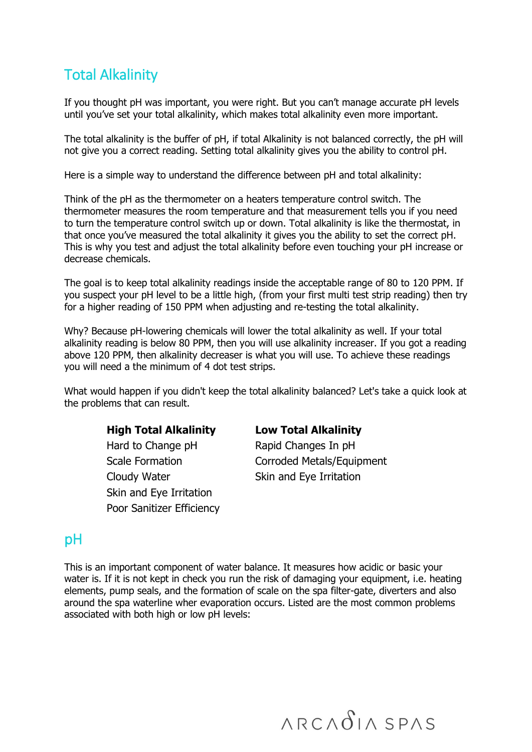## Total Alkalinity

If you thought pH was important, you were right. But you can't manage accurate pH levels until you've set your total alkalinity, which makes total alkalinity even more important.

The total alkalinity is the buffer of pH, if total Alkalinity is not balanced correctly, the pH will not give you a correct reading. Setting total alkalinity gives you the ability to control pH.

Here is a simple way to understand the difference between pH and total alkalinity:

Think of the pH as the thermometer on a heaters temperature control switch. The thermometer measures the room temperature and that measurement tells you if you need to turn the temperature control switch up or down. Total alkalinity is like the thermostat, in that once you've measured the total alkalinity it gives you the ability to set the correct pH. This is why you test and adjust the total alkalinity before even touching your pH increase or decrease chemicals.

The goal is to keep total alkalinity readings inside the acceptable range of 80 to 120 PPM. If you suspect your pH level to be a little high, (from your first multi test strip reading) then try for a higher reading of 150 PPM when adjusting and re-testing the total alkalinity.

Why? Because pH-lowering chemicals will lower the total alkalinity as well. If your total alkalinity reading is below 80 PPM, then you will use alkalinity increaser. If you got a reading above 120 PPM, then alkalinity decreaser is what you will use. To achieve these readings you will need a the minimum of 4 dot test strips.

What would happen if you didn't keep the total alkalinity balanced? Let's take a quick look at the problems that can result.

| **High Total Alkalinity** | **Low Total Alkalinity** |
|---|---|
| Hard to Change pH | Rapid Changes In pH |
| Scale Formation | Corroded Metals/Equipment |
| Cloudy Water | Skin and Eye Irritation |
| Skin and Eye Irritation | |
| Poor Sanitizer Efficiency | |

## pH

This is an important component of water balance. It measures how acidic or basic your water is. If it is not kept in check you run the risk of damaging your equipment, i.e. heating elements, pump seals, and the formation of scale on the spa filter-gate, diverters and also around the spa waterline wher evaporation occurs. Listed are the most common problems associated with both high or low pH levels: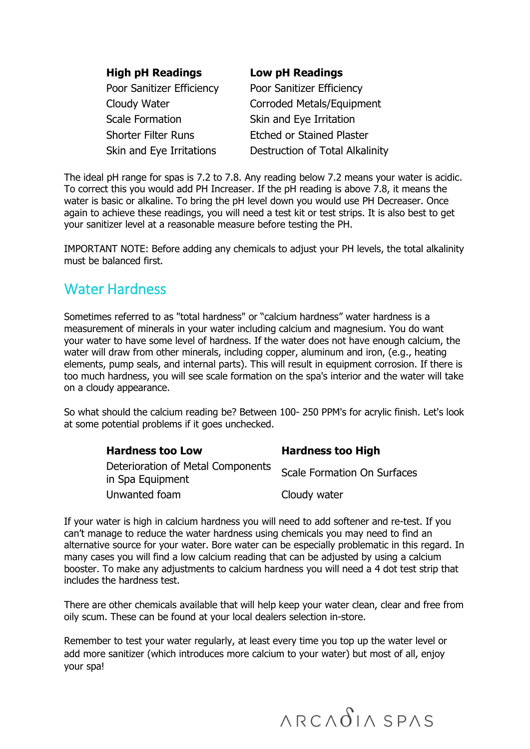| High pH Readings | Low pH Readings |
|---|---|
| Poor Sanitizer Efficiency | Poor Sanitizer Efficiency |
| Cloudy Water | Corroded Metals/Equipment |
| Scale Formation | Skin and Eye Irritation |
| Shorter Filter Runs | Etched or Stained Plaster |
| Skin and Eye Irritations | Destruction of Total Alkalinity |

The ideal pH range for spas is 7.2 to 7.8. Any reading below 7.2 means your water is acidic. To correct this you would add PH Increaser. If the pH reading is above 7.8, it means the water is basic or alkaline. To bring the pH level down you would use PH Decreaser. Once again to achieve these readings, you will need a test kit or test strips. It is also best to get your sanitizer level at a reasonable measure before testing the PH.

IMPORTANT NOTE: Before adding any chemicals to adjust your PH levels, the total alkalinity must be balanced first.

## Water Hardness

Sometimes referred to as "total hardness" or "calcium hardness" water hardness is a measurement of minerals in your water including calcium and magnesium. You do want your water to have some level of hardness. If the water does not have enough calcium, the water will draw from other minerals, including copper, aluminum and iron, (e.g., heating elements, pump seals, and internal parts). This will result in equipment corrosion. If there is too much hardness, you will see scale formation on the spa's interior and the water will take on a cloudy appearance.

So what should the calcium reading be? Between 100- 250 PPM's for acrylic finish. Let's look at some potential problems if it goes unchecked.

| Hardness too Low | Hardness too High |
|---|---|
| Deterioration of Metal Components in Spa Equipment | Scale Formation On Surfaces |
| Unwanted foam | Cloudy water |

If your water is high in calcium hardness you will need to add softener and re-test. If you can't manage to reduce the water hardness using chemicals you may need to find an alternative source for your water. Bore water can be especially problematic in this regard. In many cases you will find a low calcium reading that can be adjusted by using a calcium booster. To make any adjustments to calcium hardness you will need a 4 dot test strip that includes the hardness test.

There are other chemicals available that will help keep your water clean, clear and free from oily scum. These can be found at your local dealers selection in-store.

Remember to test your water regularly, at least every time you top up the water level or add more sanitizer (which introduces more calcium to your water) but most of all, enjoy your spa!